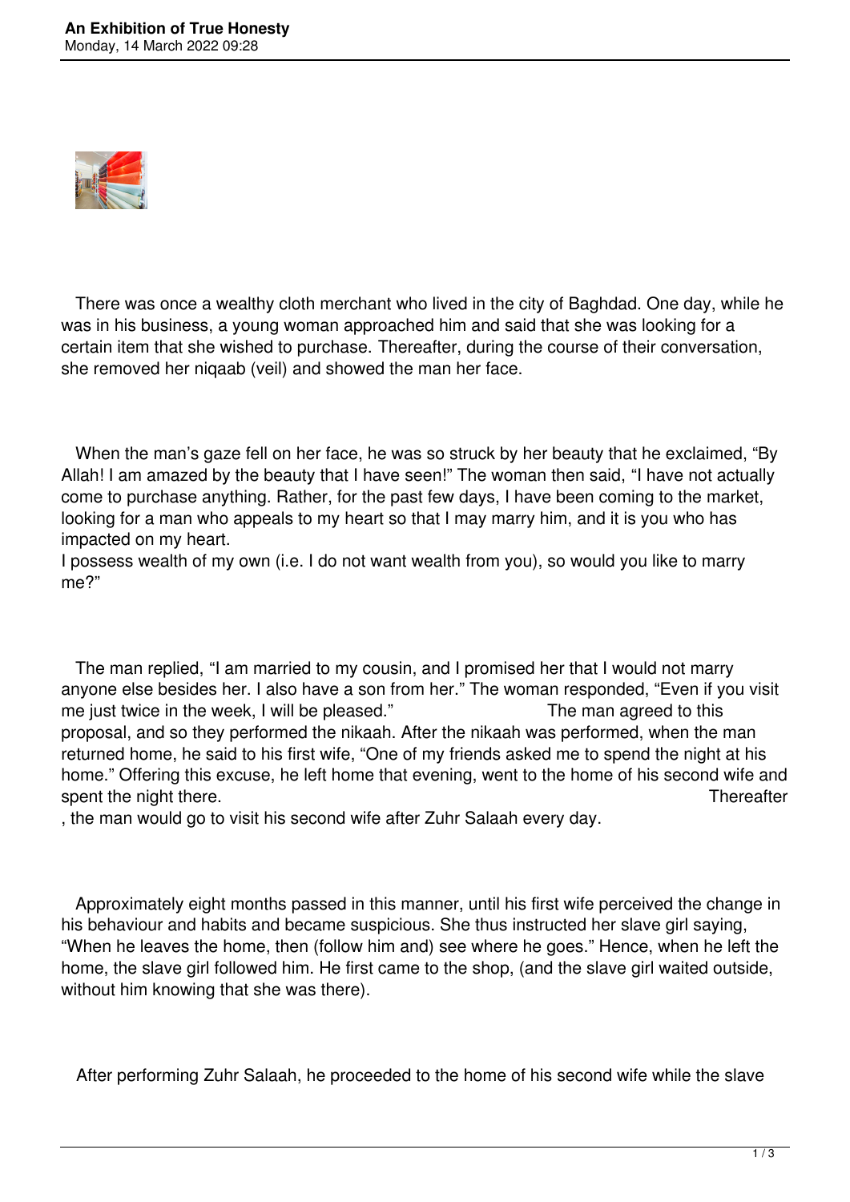# An Exhibition of True Honesty

Monday, 14 March 2022 09:28

There was once a wealthy cloth merchant who lived in the city of Baghdad. One day, while he was in his business, a young woman approached him and said that she was looking for a certain item that she wished to purchase. Thereafter, during the course of their conversation, she removed her niqaab (veil) and showed the man her face.

When the man's gaze fell on her face, he was so struck by her beauty that he exclaimed, "By Allah! I am amazed by the beauty that I have seen!" The woman then said, "I have not actually come to purchase anything. Rather, for the past few days, I have been coming to the market, looking for a man who appeals to my heart so that I may marry him, and it is you who has impacted on my heart.
I possess wealth of my own (i.e. I do not want wealth from you), so would you like to marry me?"

The man replied, "I am married to my cousin, and I promised her that I would not marry anyone else besides her. I also have a son from her." The woman responded, "Even if you visit me just twice in the week, I will be pleased." The man agreed to this proposal, and so they performed the nikaah. After the nikaah was performed, when the man returned home, he said to his first wife, "One of my friends asked me to spend the night at his home." Offering this excuse, he left home that evening, went to the home of his second wife and spent the night there. Thereafter, the man would go to visit his second wife after Zuhr Salaah every day.

Approximately eight months passed in this manner, until his first wife perceived the change in his behaviour and habits and became suspicious. She thus instructed her slave girl saying, "When he leaves the home, then (follow him and) see where he goes." Hence, when he left the home, the slave girl followed him. He first came to the shop, (and the slave girl waited outside, without him knowing that she was there).

After performing Zuhr Salaah, he proceeded to the home of his second wife while the slave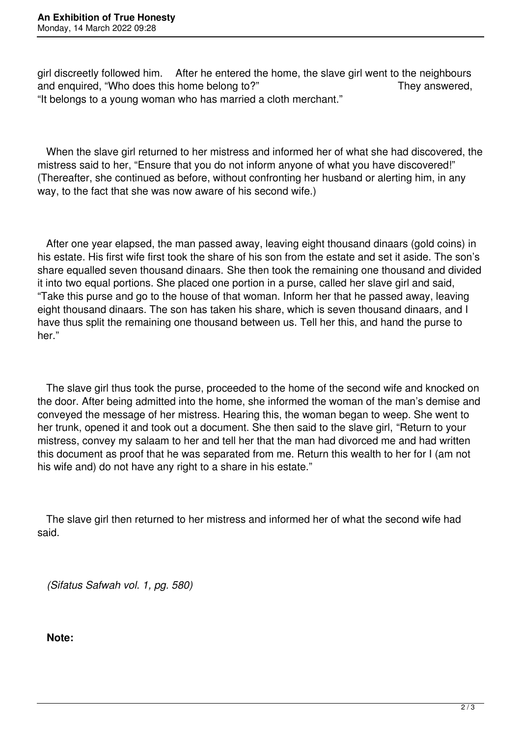girl discreetly followed him. After he entered the home, the slave girl went to the neighbours and enquired, "Who does this home belong to?" They answered, "It belongs to a young woman who has married a cloth merchant."

When the slave girl returned to her mistress and informed her of what she had discovered, the mistress said to her, "Ensure that you do not inform anyone of what you have discovered!" (Thereafter, she continued as before, without confronting her husband or alerting him, in any way, to the fact that she was now aware of his second wife.)

After one year elapsed, the man passed away, leaving eight thousand dinaars (gold coins) in his estate. His first wife first took the share of his son from the estate and set it aside. The son's share equalled seven thousand dinaars. She then took the remaining one thousand and divided it into two equal portions. She placed one portion in a purse, called her slave girl and said, "Take this purse and go to the house of that woman. Inform her that he passed away, leaving eight thousand dinaars. The son has taken his share, which is seven thousand dinaars, and I have thus split the remaining one thousand between us. Tell her this, and hand the purse to her."

The slave girl thus took the purse, proceeded to the home of the second wife and knocked on the door. After being admitted into the home, she informed the woman of the man's demise and conveyed the message of her mistress. Hearing this, the woman began to weep. She went to her trunk, opened it and took out a document. She then said to the slave girl, "Return to your mistress, convey my salaam to her and tell her that the man had divorced me and had written this document as proof that he was separated from me. Return this wealth to her for I (am not his wife and) do not have any right to a share in his estate."

The slave girl then returned to her mistress and informed her of what the second wife had said.

*(Sifatus Safwah vol. 1, pg. 580)*

**Note:**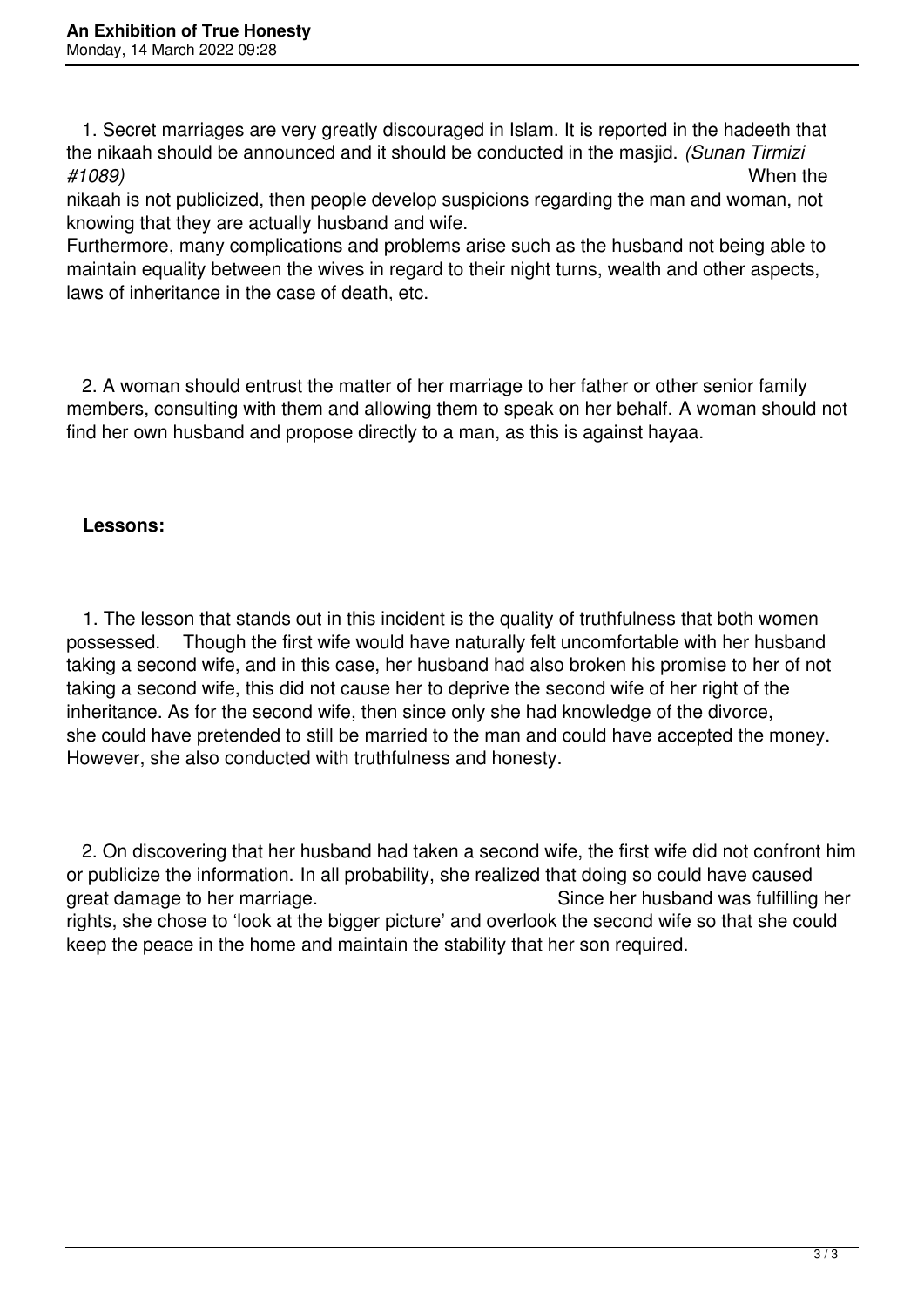1. Secret marriages are very greatly discouraged in Islam. It is reported in the hadeeth that the nikaah should be announced and it should be conducted in the masjid. *(Sunan Tirmizi #1089)* When the nikaah is not publicized, then people develop suspicions regarding the man and woman, not knowing that they are actually husband and wife.
Furthermore, many complications and problems arise such as the husband not being able to maintain equality between the wives in regard to their night turns, wealth and other aspects, laws of inheritance in the case of death, etc.

2. A woman should entrust the matter of her marriage to her father or other senior family members, consulting with them and allowing them to speak on her behalf. A woman should not find her own husband and propose directly to a man, as this is against hayaa.

**Lessons:**

1. The lesson that stands out in this incident is the quality of truthfulness that both women possessed. Though the first wife would have naturally felt uncomfortable with her husband taking a second wife, and in this case, her husband had also broken his promise to her of not taking a second wife, this did not cause her to deprive the second wife of her right of the inheritance. As for the second wife, then since only she had knowledge of the divorce, she could have pretended to still be married to the man and could have accepted the money. However, she also conducted with truthfulness and honesty.

2. On discovering that her husband had taken a second wife, the first wife did not confront him or publicize the information. In all probability, she realized that doing so could have caused great damage to her marriage. Since her husband was fulfilling her rights, she chose to 'look at the bigger picture' and overlook the second wife so that she could keep the peace in the home and maintain the stability that her son required.